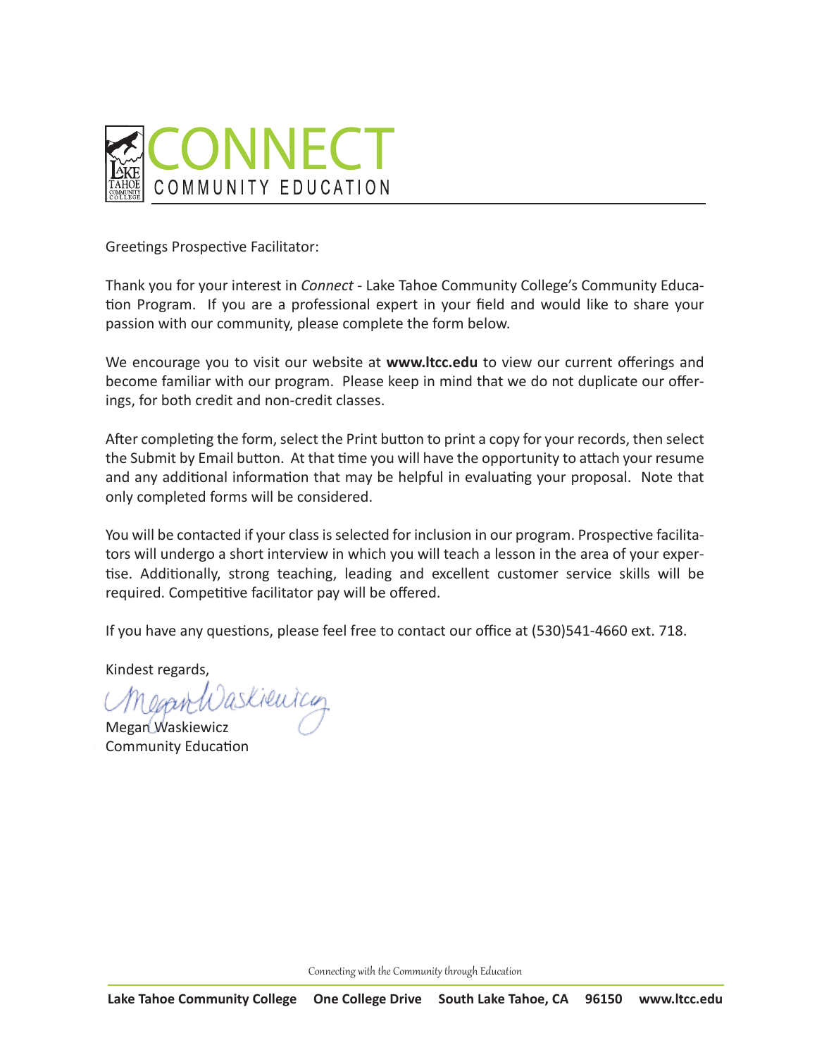# CONNECT
## COMMUNITY EDUCATION

Greetings Prospective Facilitator:

Thank you for your interest in *Connect* - Lake Tahoe Community College's Community Education Program. If you are a professional expert in your field and would like to share your passion with our community, please complete the form below.

We encourage you to visit our website at **www.ltcc.edu** to view our current offerings and become familiar with our program. Please keep in mind that we do not duplicate our offerings, for both credit and non-credit classes.

After completing the form, select the Print button to print a copy for your records, then select the Submit by Email button. At that time you will have the opportunity to attach your resume and any additional information that may be helpful in evaluating your proposal. Note that only completed forms will be considered.

You will be contacted if your class is selected for inclusion in our program. Prospective facilitators will undergo a short interview in which you will teach a lesson in the area of your expertise. Additionally, strong teaching, leading and excellent customer service skills will be required. Competitive facilitator pay will be offered.

If you have any questions, please feel free to contact our office at (530)541-4660 ext. 718.

Kindest regards,

Megan Waskiewicz
Community Education

Connecting with the Community through Education

**Lake Tahoe Community College One College Drive South Lake Tahoe, CA 96150 www.ltcc.edu**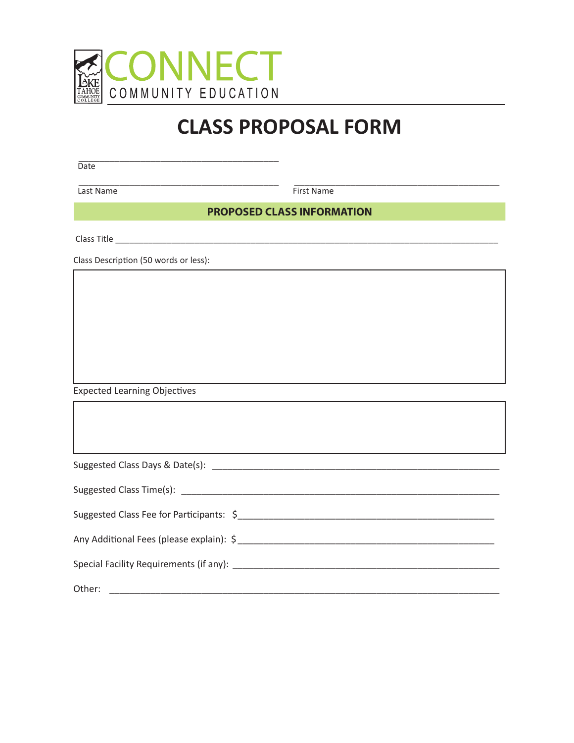CONNECT
COMMUNITY EDUCATION

# CLASS PROPOSAL FORM

________________________________________
Date

________________________________________ ________________________________________
Last Name First Name

## PROPOSED CLASS INFORMATION

Class Title ______________________________________________________________________________

Class Description (50 words or less):

Expected Learning Objectives

Suggested Class Days & Date(s): ____________________________________________________

Suggested Class Time(s): __________________________________________________________

Suggested Class Fee for Participants: $_____________________________________________

Any Additional Fees (please explain): $_____________________________________________

Special Facility Requirements (if any): _____________________________________________

Other: ___________________________________________________________________________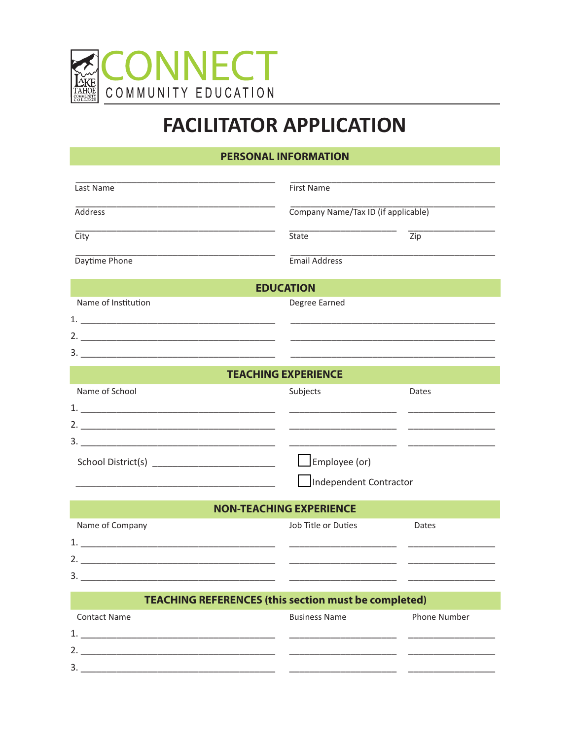CONNECT

COMMUNITY EDUCATION

Lake Tahoe Community College

# FACILITATOR APPLICATION

## PERSONAL INFORMATION

| | |
|---|---|
| Last Name | First Name |
| Address | Company Name/Tax ID (if applicable) |
| City | State / Zip |
| Daytime Phone | Email Address |

## EDUCATION

| | Name of Institution | Degree Earned |
|---|---|---|
| 1. | | |
| 2. | | |
| 3. | | |

## TEACHING EXPERIENCE

| | Name of School | Subjects | Dates |
|---|---|---|---|
| 1. | | | |
| 2. | | | |
| 3. | | | |

School District(s) ______________________

☐ Employee (or)

☐ Independent Contractor

## NON-TEACHING EXPERIENCE

| | Name of Company | Job Title or Duties | Dates |
|---|---|---|---|
| 1. | | | |
| 2. | | | |
| 3. | | | |

## TEACHING REFERENCES (this section must be completed)

| | Contact Name | Business Name | Phone Number |
|---|---|---|---|
| 1. | | | |
| 2. | | | |
| 3. | | | |